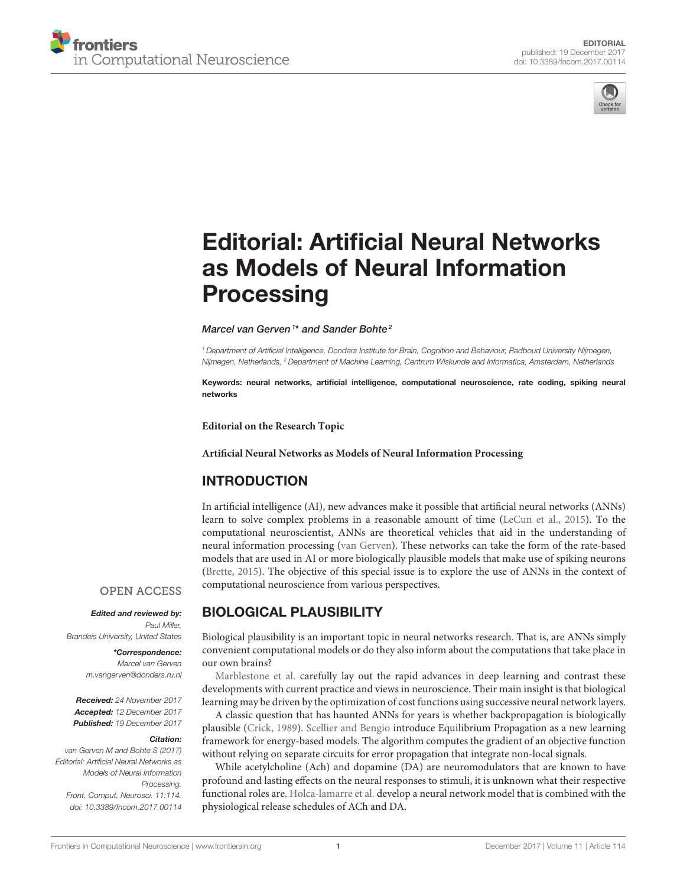EDITORIAL
published: 19 December 2017
doi: 10.3389/fncom.2017.00114

# Editorial: Artificial Neural Networks as Models of Neural Information Processing

*Marcel van Gerven[1]\* and Sander Bohte[2]*

[1] Department of Artificial Intelligence, Donders Institute for Brain, Cognition and Behaviour, Radboud University Nijmegen, Nijmegen, Netherlands, [2] Department of Machine Learning, Centrum Wiskunde and Informatica, Amsterdam, Netherlands

**Keywords: neural networks, artificial intelligence, computational neuroscience, rate coding, spiking neural networks**

**Editorial on the Research Topic**

**Artificial Neural Networks as Models of Neural Information Processing**

OPEN ACCESS

***Edited and reviewed by:***
*Paul Miller, Brandeis University, United States*

***\*Correspondence:***
*Marcel van Gerven*
*m.vangerven@donders.ru.nl*

***Received:*** *24 November 2017*
***Accepted:*** *12 December 2017*
***Published:*** *19 December 2017*

***Citation:***
*van Gerven M and Bohte S (2017) Editorial: Artificial Neural Networks as Models of Neural Information Processing. Front. Comput. Neurosci. 11:114. doi: 10.3389/fncom.2017.00114*

## INTRODUCTION

In artificial intelligence (AI), new advances make it possible that artificial neural networks (ANNs) learn to solve complex problems in a reasonable amount of time (LeCun et al., 2015). To the computational neuroscientist, ANNs are theoretical vehicles that aid in the understanding of neural information processing (van Gerven). These networks can take the form of the rate-based models that are used in AI or more biologically plausible models that make use of spiking neurons (Brette, 2015). The objective of this special issue is to explore the use of ANNs in the context of computational neuroscience from various perspectives.

## BIOLOGICAL PLAUSIBILITY

Biological plausibility is an important topic in neural networks research. That is, are ANNs simply convenient computational models or do they also inform about the computations that take place in our own brains?

Marblestone et al. carefully lay out the rapid advances in deep learning and contrast these developments with current practice and views in neuroscience. Their main insight is that biological learning may be driven by the optimization of cost functions using successive neural network layers.

A classic question that has haunted ANNs for years is whether backpropagation is biologically plausible (Crick, 1989). Scellier and Bengio introduce Equilibrium Propagation as a new learning framework for energy-based models. The algorithm computes the gradient of an objective function without relying on separate circuits for error propagation that integrate non-local signals.

While acetylcholine (Ach) and dopamine (DA) are neuromodulators that are known to have profound and lasting effects on the neural responses to stimuli, it is unknown what their respective functional roles are. Holca-lamarre et al. develop a neural network model that is combined with the physiological release schedules of ACh and DA.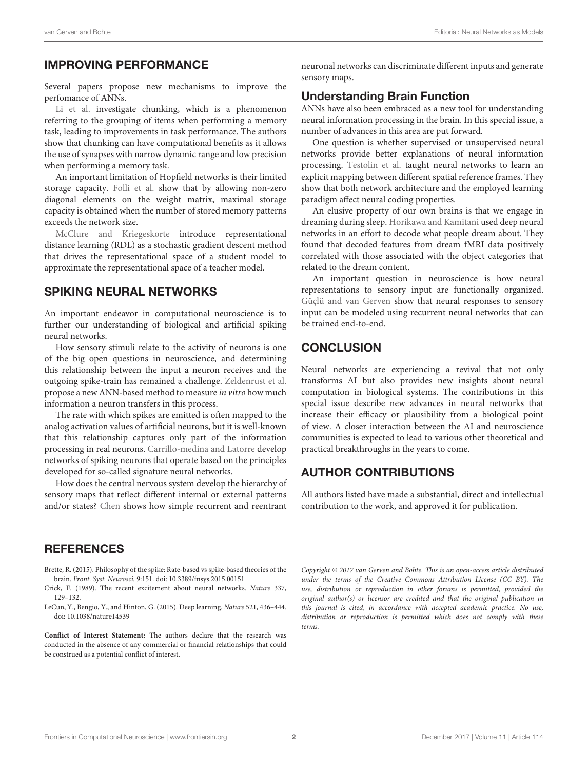## IMPROVING PERFORMANCE

Several papers propose new mechanisms to improve the perfomance of ANNs.

Li et al. investigate chunking, which is a phenomenon referring to the grouping of items when performing a memory task, leading to improvements in task performance. The authors show that chunking can have computational benefits as it allows the use of synapses with narrow dynamic range and low precision when performing a memory task.

An important limitation of Hopfield networks is their limited storage capacity. Folli et al. show that by allowing non-zero diagonal elements on the weight matrix, maximal storage capacity is obtained when the number of stored memory patterns exceeds the network size.

McClure and Kriegeskorte introduce representational distance learning (RDL) as a stochastic gradient descent method that drives the representational space of a student model to approximate the representational space of a teacher model.

## SPIKING NEURAL NETWORKS

An important endeavor in computational neuroscience is to further our understanding of biological and artificial spiking neural networks.

How sensory stimuli relate to the activity of neurons is one of the big open questions in neuroscience, and determining this relationship between the input a neuron receives and the outgoing spike-train has remained a challenge. Zeldenrust et al. propose a new ANN-based method to measure *in vitro* how much information a neuron transfers in this process.

The rate with which spikes are emitted is often mapped to the analog activation values of artificial neurons, but it is well-known that this relationship captures only part of the information processing in real neurons. Carrillo-medina and Latorre develop networks of spiking neurons that operate based on the principles developed for so-called signature neural networks.

How does the central nervous system develop the hierarchy of sensory maps that reflect different internal or external patterns and/or states? Chen shows how simple recurrent and reentrant neuronal networks can discriminate different inputs and generate sensory maps.

### Understanding Brain Function

ANNs have also been embraced as a new tool for understanding neural information processing in the brain. In this special issue, a number of advances in this area are put forward.

One question is whether supervised or unsupervised neural networks provide better explanations of neural information processing. Testolin et al. taught neural networks to learn an explicit mapping between different spatial reference frames. They show that both network architecture and the employed learning paradigm affect neural coding properties.

An elusive property of our own brains is that we engage in dreaming during sleep. Horikawa and Kamitani used deep neural networks in an effort to decode what people dream about. They found that decoded features from dream fMRI data positively correlated with those associated with the object categories that related to the dream content.

An important question in neuroscience is how neural representations to sensory input are functionally organized. Güçlü and van Gerven show that neural responses to sensory input can be modeled using recurrent neural networks that can be trained end-to-end.

## CONCLUSION

Neural networks are experiencing a revival that not only transforms AI but also provides new insights about neural computation in biological systems. The contributions in this special issue describe new advances in neural networks that increase their efficacy or plausibility from a biological point of view. A closer interaction between the AI and neuroscience communities is expected to lead to various other theoretical and practical breakthroughs in the years to come.

## AUTHOR CONTRIBUTIONS

All authors listed have made a substantial, direct and intellectual contribution to the work, and approved it for publication.

## REFERENCES

Brette, R. (2015). Philosophy of the spike: Rate-based vs spike-based theories of the brain. *Front. Syst. Neurosci.* 9:151. doi: 10.3389/fnsys.2015.00151

Crick, F. (1989). The recent excitement about neural networks. *Nature* 337, 129–132.

LeCun, Y., Bengio, Y., and Hinton, G. (2015). Deep learning. *Nature* 521, 436–444. doi: 10.1038/nature14539

**Conflict of Interest Statement:** The authors declare that the research was conducted in the absence of any commercial or financial relationships that could be construed as a potential conflict of interest.

*Copyright © 2017 van Gerven and Bohte. This is an open-access article distributed under the terms of the Creative Commons Attribution License (CC BY). The use, distribution or reproduction in other forums is permitted, provided the original author(s) or licensor are credited and that the original publication in this journal is cited, in accordance with accepted academic practice. No use, distribution or reproduction is permitted which does not comply with these terms.*